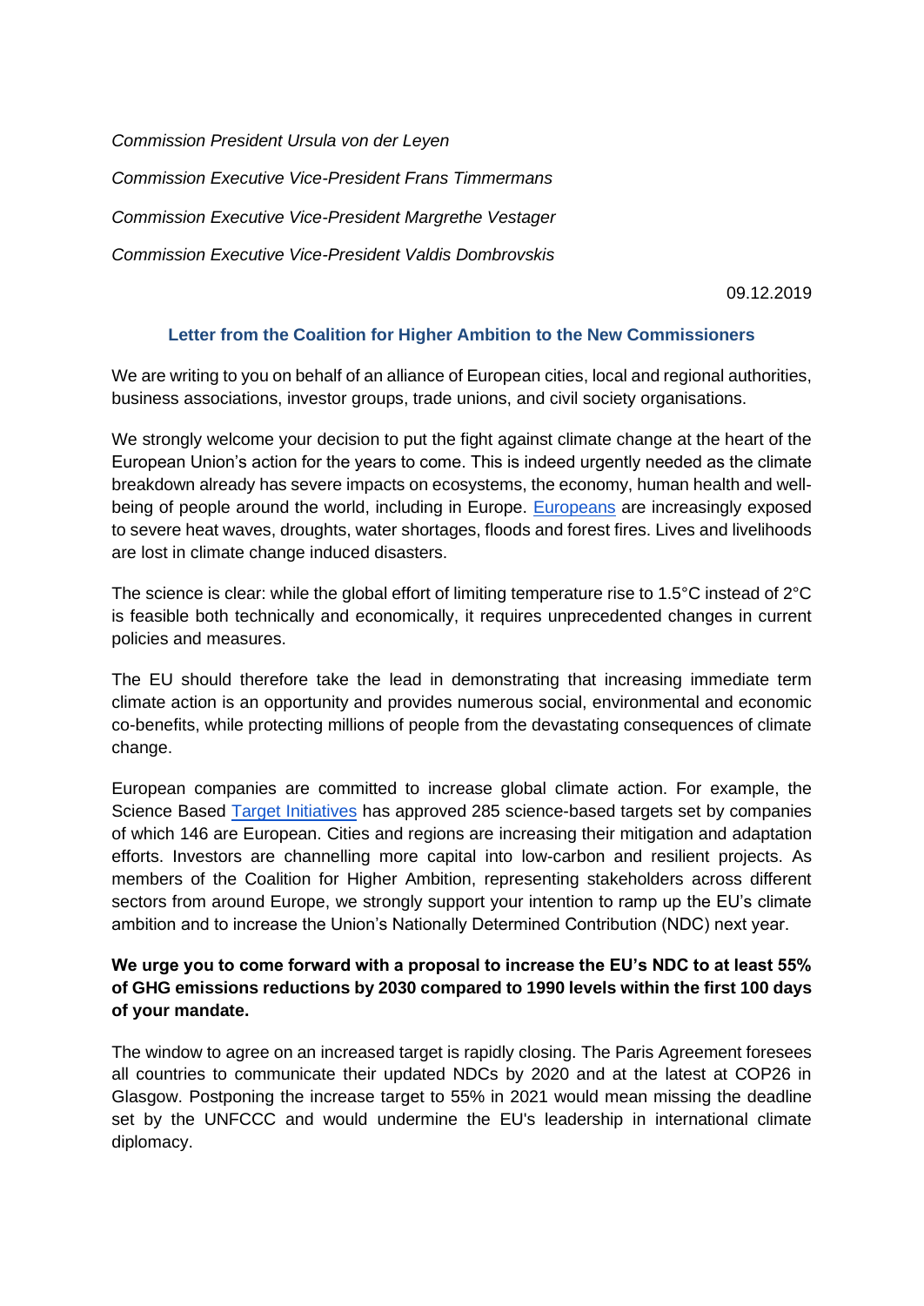*Commission President Ursula von der Leyen*

*Commission Executive Vice-President Frans Timmermans*

*Commission Executive Vice-President Margrethe Vestager*

*Commission Executive Vice-President Valdis Dombrovskis*

09.12.2019

## Letter from the Coalition for Higher Ambition to the New Commissioners

We are writing to you on behalf of an alliance of European cities, local and regional authorities, business associations, investor groups, trade unions, and civil society organisations.

We strongly welcome your decision to put the fight against climate change at the heart of the European Union's action for the years to come. This is indeed urgently needed as the climate breakdown already has severe impacts on ecosystems, the economy, human health and well-being of people around the world, including in Europe. Europeans are increasingly exposed to severe heat waves, droughts, water shortages, floods and forest fires. Lives and livelihoods are lost in climate change induced disasters.

The science is clear: while the global effort of limiting temperature rise to 1.5°C instead of 2°C is feasible both technically and economically, it requires unprecedented changes in current policies and measures.

The EU should therefore take the lead in demonstrating that increasing immediate term climate action is an opportunity and provides numerous social, environmental and economic co-benefits, while protecting millions of people from the devastating consequences of climate change.

European companies are committed to increase global climate action. For example, the Science Based Target Initiatives has approved 285 science-based targets set by companies of which 146 are European. Cities and regions are increasing their mitigation and adaptation efforts. Investors are channelling more capital into low-carbon and resilient projects. As members of the Coalition for Higher Ambition, representing stakeholders across different sectors from around Europe, we strongly support your intention to ramp up the EU's climate ambition and to increase the Union's Nationally Determined Contribution (NDC) next year.

**We urge you to come forward with a proposal to increase the EU's NDC to at least 55% of GHG emissions reductions by 2030 compared to 1990 levels within the first 100 days of your mandate.**

The window to agree on an increased target is rapidly closing. The Paris Agreement foresees all countries to communicate their updated NDCs by 2020 and at the latest at COP26 in Glasgow. Postponing the increase target to 55% in 2021 would mean missing the deadline set by the UNFCCC and would undermine the EU's leadership in international climate diplomacy.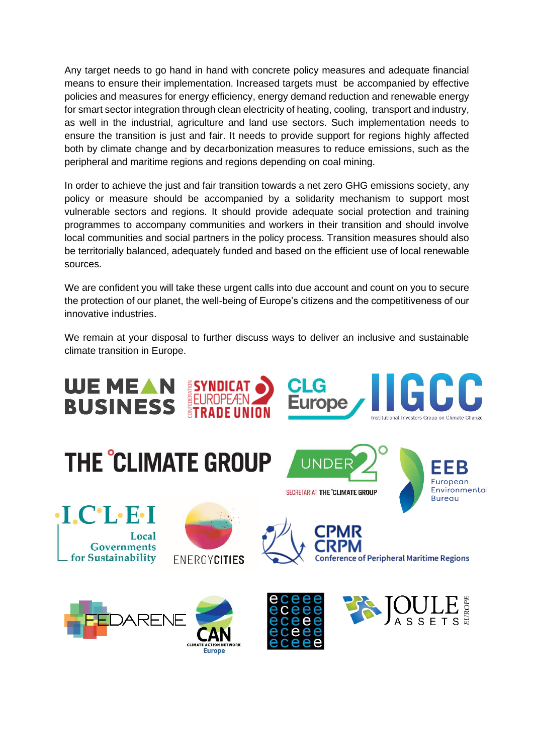Any target needs to go hand in hand with concrete policy measures and adequate financial means to ensure their implementation. Increased targets must be accompanied by effective policies and measures for energy efficiency, energy demand reduction and renewable energy for smart sector integration through clean electricity of heating, cooling, transport and industry, as well in the industrial, agriculture and land use sectors. Such implementation needs to ensure the transition is just and fair. It needs to provide support for regions highly affected both by climate change and by decarbonization measures to reduce emissions, such as the peripheral and maritime regions and regions depending on coal mining.

In order to achieve the just and fair transition towards a net zero GHG emissions society, any policy or measure should be accompanied by a solidarity mechanism to support most vulnerable sectors and regions. It should provide adequate social protection and training programmes to accompany communities and workers in their transition and should involve local communities and social partners in the policy process. Transition measures should also be territorially balanced, adequately funded and based on the efficient use of local renewable sources.

We are confident you will take these urgent calls into due account and count on you to secure the protection of our planet, the well-being of Europe's citizens and the competitiveness of our innovative industries.

We remain at your disposal to further discuss ways to deliver an inclusive and sustainable climate transition in Europe.

WE MEAN BUSINESS · Confederation Syndicat Européen Trade Union · CLG Europe · IIGCC Institutional Investors Group on Climate Change

THE CLIMATE GROUP · UNDER2° Secretariat The Climate Group · EEB European Environmental Bureau

ICLEI Local Governments for Sustainability · ENERGYCITIES · CPMR CRPM Conference of Peripheral Maritime Regions

FEDARENE · CAN Climate Action Network Europe · eceee · JOULE ASSETS EUROPE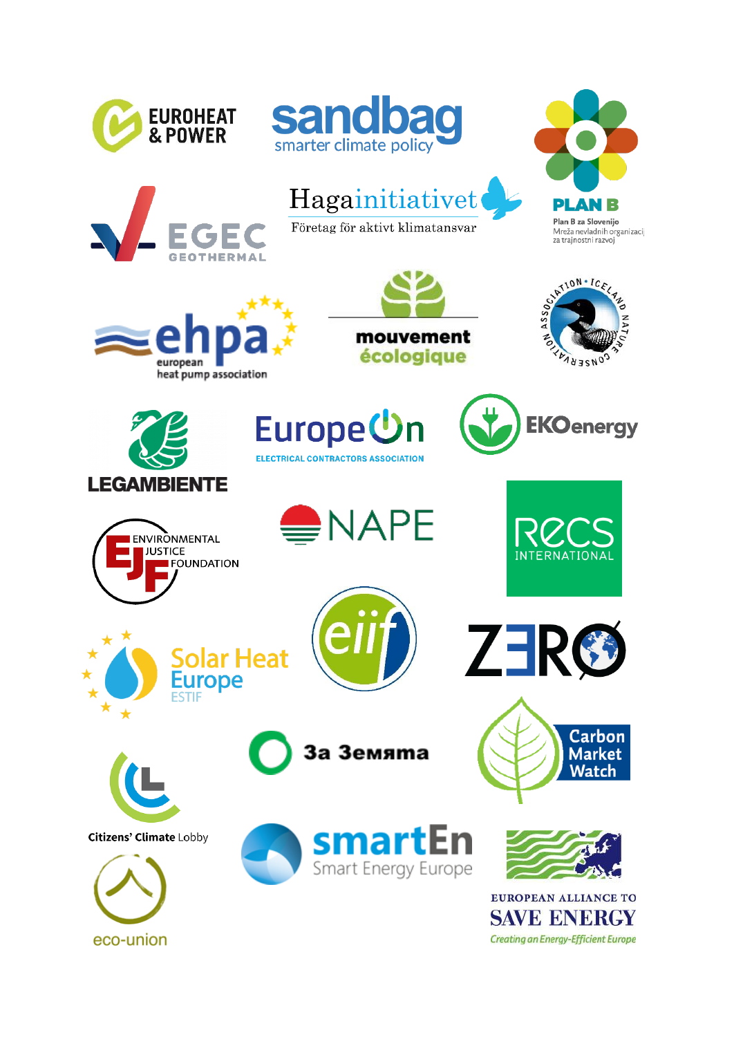EUROHEAT & POWER

sandbag
smarter climate policy

PLAN B
Plan B za Slovenijo
Mreža nevladnih organizacij za trajnostni razvoj

EGEC
GEOTHERMAL

Hagainitiativet
Företag för aktivt klimatansvar

ehpa
european heat pump association

mouvement écologique

ICELAND NATURE CONSERVATION ASSOCIATION

LEGAMBIENTE

EuropeOn
ELECTRICAL CONTRACTORS ASSOCIATION

EKOenergy

ENVIRONMENTAL JUSTICE FOUNDATION

NAPE

RECS INTERNATIONAL

Solar Heat Europe
ESTIF

eiif

ZERO

Citizens' Climate Lobby

За Земята

Carbon Market Watch

eco-union

smartEn
Smart Energy Europe

EUROPEAN ALLIANCE TO SAVE ENERGY
Creating an Energy-Efficient Europe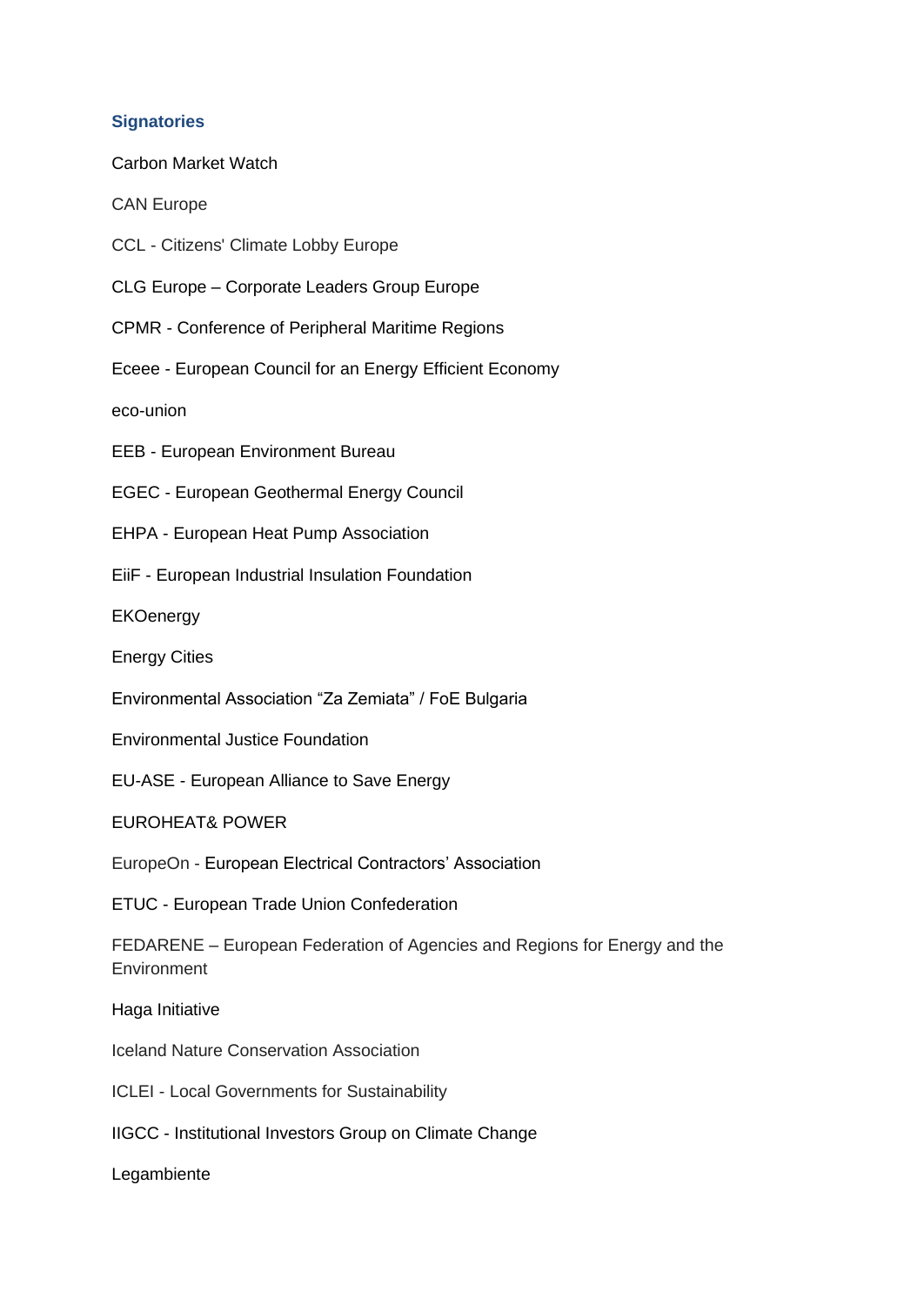### Signatories

Carbon Market Watch

CAN Europe

CCL - Citizens' Climate Lobby Europe

CLG Europe – Corporate Leaders Group Europe

CPMR - Conference of Peripheral Maritime Regions

Eceee - European Council for an Energy Efficient Economy

eco-union

EEB - European Environment Bureau

EGEC - European Geothermal Energy Council

EHPA - European Heat Pump Association

EiiF - European Industrial Insulation Foundation

EKOenergy

Energy Cities

Environmental Association "Za Zemiata" / FoE Bulgaria

Environmental Justice Foundation

EU-ASE - European Alliance to Save Energy

EUROHEAT& POWER

EuropeOn - European Electrical Contractors' Association

ETUC - European Trade Union Confederation

FEDARENE – European Federation of Agencies and Regions for Energy and the Environment

Haga Initiative

Iceland Nature Conservation Association

ICLEI - Local Governments for Sustainability

IIGCC - Institutional Investors Group on Climate Change

Legambiente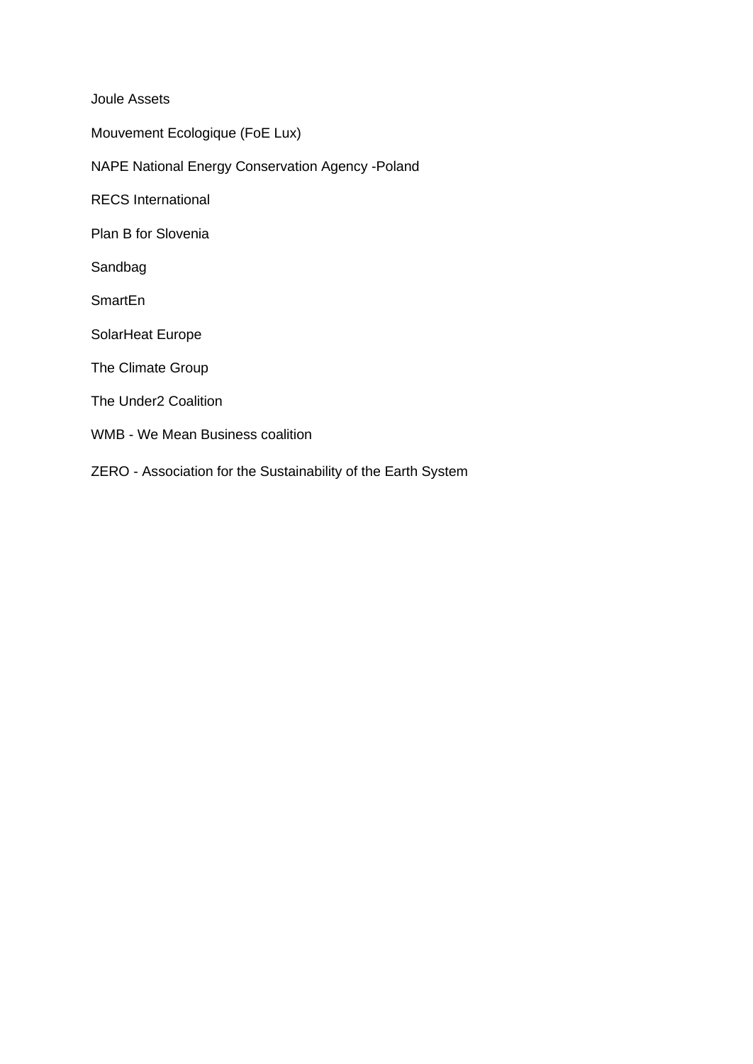Joule Assets

Mouvement Ecologique (FoE Lux)

NAPE National Energy Conservation Agency -Poland

RECS International

Plan B for Slovenia

Sandbag

SmartEn

SolarHeat Europe

The Climate Group

The Under2 Coalition

WMB - We Mean Business coalition

ZERO - Association for the Sustainability of the Earth System